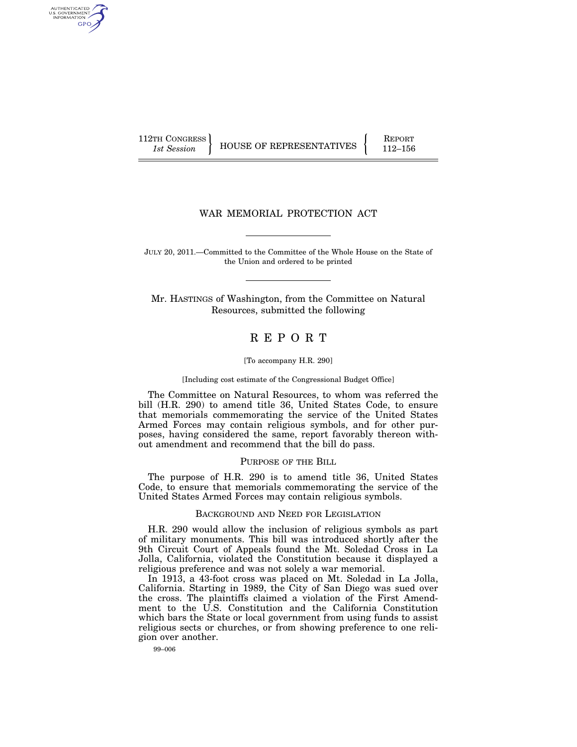112TH CONGRESS
*1st Session*

HOUSE OF REPRESENTATIVES

REPORT
112–156

# WAR MEMORIAL PROTECTION ACT

JULY 20, 2011.—Committed to the Committee of the Whole House on the State of the Union and ordered to be printed

Mr. HASTINGS of Washington, from the Committee on Natural Resources, submitted the following

# REPORT

[To accompany H.R. 290]

[Including cost estimate of the Congressional Budget Office]

The Committee on Natural Resources, to whom was referred the bill (H.R. 290) to amend title 36, United States Code, to ensure that memorials commemorating the service of the United States Armed Forces may contain religious symbols, and for other purposes, having considered the same, report favorably thereon without amendment and recommend that the bill do pass.

## PURPOSE OF THE BILL

The purpose of H.R. 290 is to amend title 36, United States Code, to ensure that memorials commemorating the service of the United States Armed Forces may contain religious symbols.

## BACKGROUND AND NEED FOR LEGISLATION

H.R. 290 would allow the inclusion of religious symbols as part of military monuments. This bill was introduced shortly after the 9th Circuit Court of Appeals found the Mt. Soledad Cross in La Jolla, California, violated the Constitution because it displayed a religious preference and was not solely a war memorial.

In 1913, a 43-foot cross was placed on Mt. Soledad in La Jolla, California. Starting in 1989, the City of San Diego was sued over the cross. The plaintiffs claimed a violation of the First Amendment to the U.S. Constitution and the California Constitution which bars the State or local government from using funds to assist religious sects or churches, or from showing preference to one religion over another.

99–006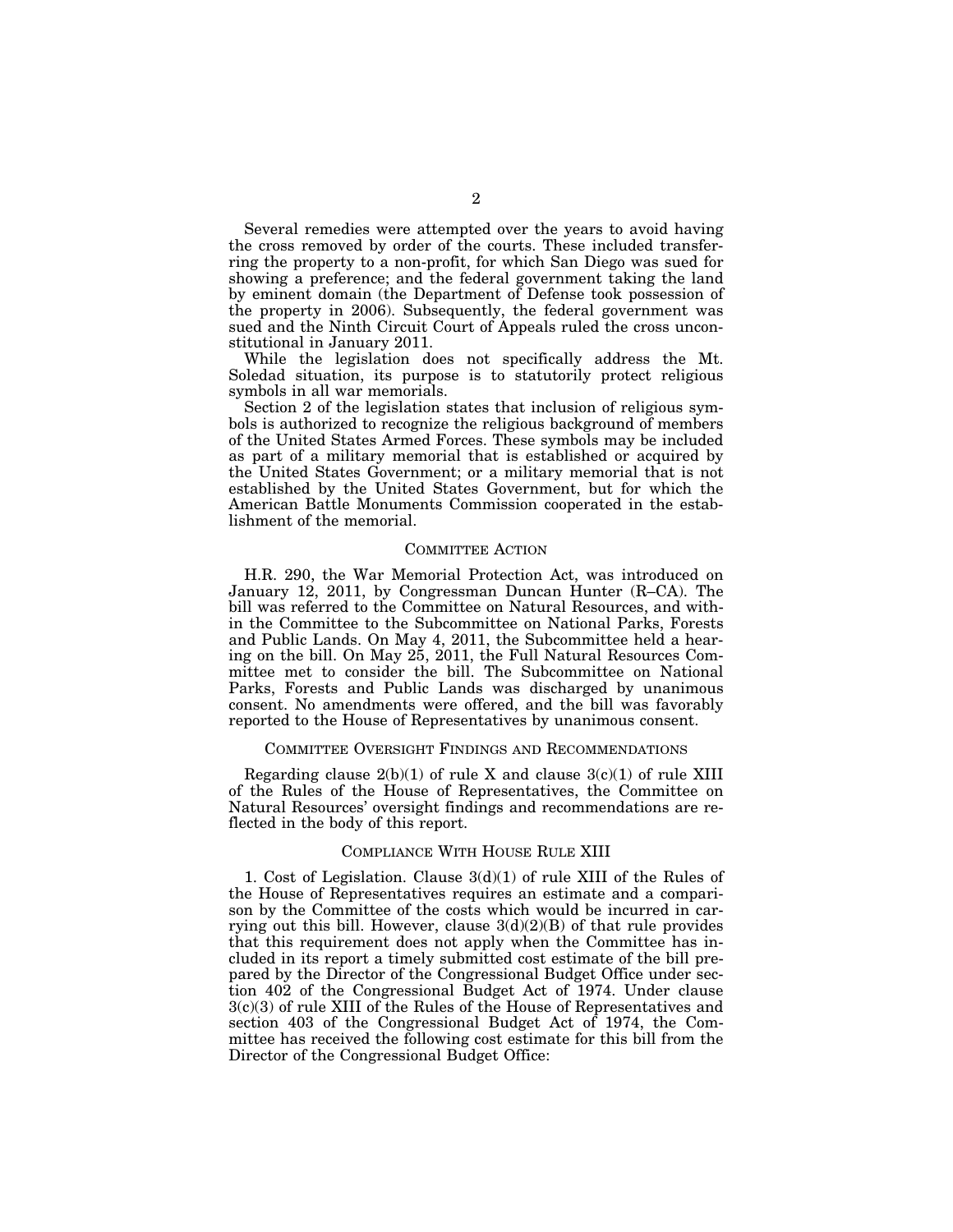Several remedies were attempted over the years to avoid having the cross removed by order of the courts. These included transferring the property to a non-profit, for which San Diego was sued for showing a preference; and the federal government taking the land by eminent domain (the Department of Defense took possession of the property in 2006). Subsequently, the federal government was sued and the Ninth Circuit Court of Appeals ruled the cross unconstitutional in January 2011.

While the legislation does not specifically address the Mt. Soledad situation, its purpose is to statutorily protect religious symbols in all war memorials.

Section 2 of the legislation states that inclusion of religious symbols is authorized to recognize the religious background of members of the United States Armed Forces. These symbols may be included as part of a military memorial that is established or acquired by the United States Government; or a military memorial that is not established by the United States Government, but for which the American Battle Monuments Commission cooperated in the establishment of the memorial.

## COMMITTEE ACTION

H.R. 290, the War Memorial Protection Act, was introduced on January 12, 2011, by Congressman Duncan Hunter (R–CA). The bill was referred to the Committee on Natural Resources, and within the Committee to the Subcommittee on National Parks, Forests and Public Lands. On May 4, 2011, the Subcommittee held a hearing on the bill. On May 25, 2011, the Full Natural Resources Committee met to consider the bill. The Subcommittee on National Parks, Forests and Public Lands was discharged by unanimous consent. No amendments were offered, and the bill was favorably reported to the House of Representatives by unanimous consent.

## COMMITTEE OVERSIGHT FINDINGS AND RECOMMENDATIONS

Regarding clause 2(b)(1) of rule X and clause 3(c)(1) of rule XIII of the Rules of the House of Representatives, the Committee on Natural Resources' oversight findings and recommendations are reflected in the body of this report.

## COMPLIANCE WITH HOUSE RULE XIII

1. Cost of Legislation. Clause 3(d)(1) of rule XIII of the Rules of the House of Representatives requires an estimate and a comparison by the Committee of the costs which would be incurred in carrying out this bill. However, clause 3(d)(2)(B) of that rule provides that this requirement does not apply when the Committee has included in its report a timely submitted cost estimate of the bill prepared by the Director of the Congressional Budget Office under section 402 of the Congressional Budget Act of 1974. Under clause 3(c)(3) of rule XIII of the Rules of the House of Representatives and section 403 of the Congressional Budget Act of 1974, the Committee has received the following cost estimate for this bill from the Director of the Congressional Budget Office: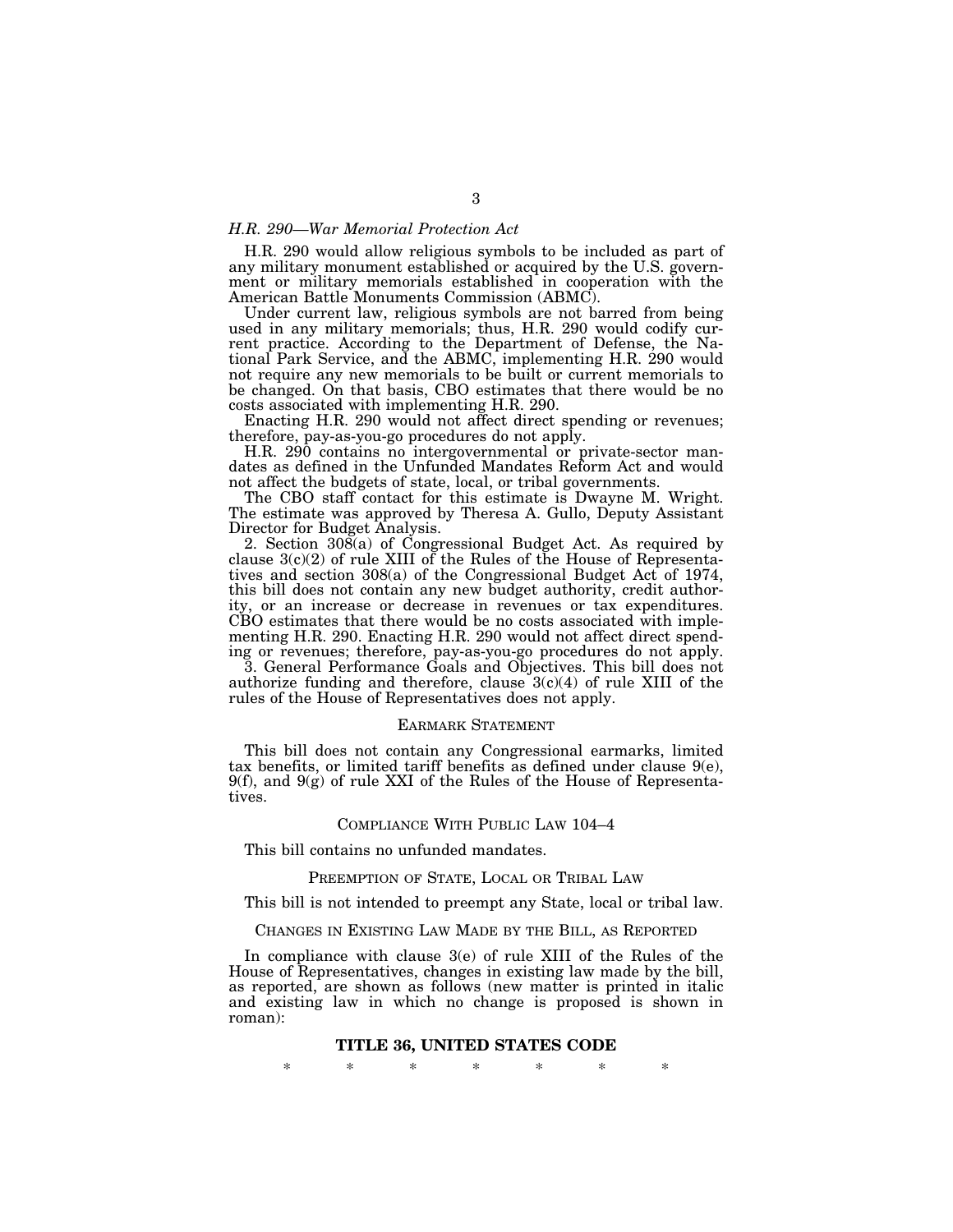*H.R. 290—War Memorial Protection Act*

H.R. 290 would allow religious symbols to be included as part of any military monument established or acquired by the U.S. government or military memorials established in cooperation with the American Battle Monuments Commission (ABMC).

Under current law, religious symbols are not barred from being used in any military memorials; thus, H.R. 290 would codify current practice. According to the Department of Defense, the National Park Service, and the ABMC, implementing H.R. 290 would not require any new memorials to be built or current memorials to be changed. On that basis, CBO estimates that there would be no costs associated with implementing H.R. 290.

Enacting H.R. 290 would not affect direct spending or revenues; therefore, pay-as-you-go procedures do not apply.

H.R. 290 contains no intergovernmental or private-sector mandates as defined in the Unfunded Mandates Reform Act and would not affect the budgets of state, local, or tribal governments.

The CBO staff contact for this estimate is Dwayne M. Wright. The estimate was approved by Theresa A. Gullo, Deputy Assistant Director for Budget Analysis.

2. Section 308(a) of Congressional Budget Act. As required by clause 3(c)(2) of rule XIII of the Rules of the House of Representatives and section 308(a) of the Congressional Budget Act of 1974, this bill does not contain any new budget authority, credit authority, or an increase or decrease in revenues or tax expenditures. CBO estimates that there would be no costs associated with implementing H.R. 290. Enacting H.R. 290 would not affect direct spending or revenues; therefore, pay-as-you-go procedures do not apply.

3. General Performance Goals and Objectives. This bill does not authorize funding and therefore, clause 3(c)(4) of rule XIII of the rules of the House of Representatives does not apply.

## EARMARK STATEMENT

This bill does not contain any Congressional earmarks, limited tax benefits, or limited tariff benefits as defined under clause 9(e), 9(f), and 9(g) of rule XXI of the Rules of the House of Representatives.

## COMPLIANCE WITH PUBLIC LAW 104–4

This bill contains no unfunded mandates.

## PREEMPTION OF STATE, LOCAL OR TRIBAL LAW

This bill is not intended to preempt any State, local or tribal law.

## CHANGES IN EXISTING LAW MADE BY THE BILL, AS REPORTED

In compliance with clause 3(e) of rule XIII of the Rules of the House of Representatives, changes in existing law made by the bill, as reported, are shown as follows (new matter is printed in italic and existing law in which no change is proposed is shown in roman):

## TITLE 36, UNITED STATES CODE

\* \* \* \* \* \* \*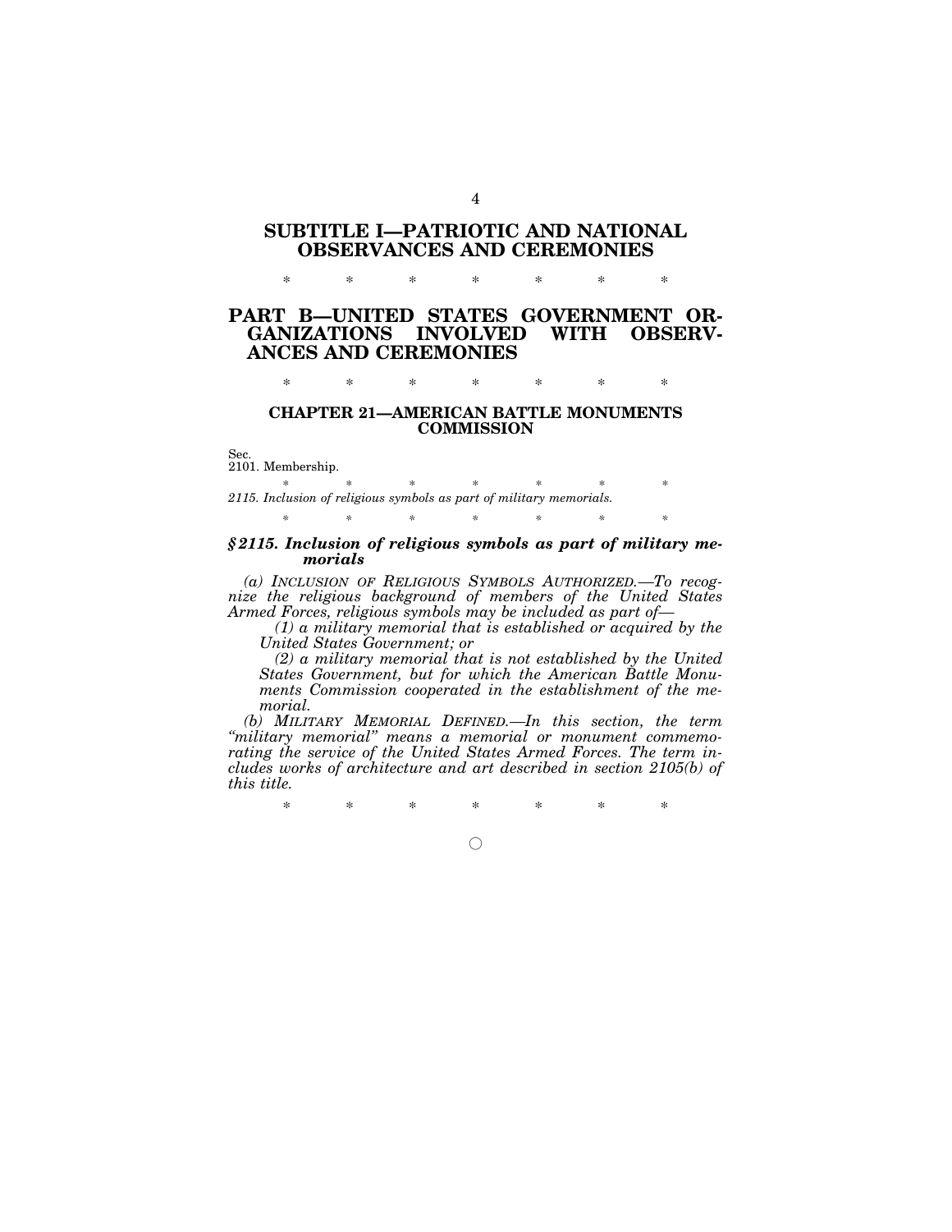## SUBTITLE I—PATRIOTIC AND NATIONAL OBSERVANCES AND CEREMONIES

\* \* \* \* \* \* \*

## PART B—UNITED STATES GOVERNMENT ORGANIZATIONS INVOLVED WITH OBSERVANCES AND CEREMONIES

\* \* \* \* \* \* \*

### CHAPTER 21—AMERICAN BATTLE MONUMENTS COMMISSION

Sec.
2101. Membership.

\* \* \* \* \* \* \*

*2115. Inclusion of religious symbols as part of military memorials.*

\* \* \* \* \* \* \*

#### *§2115. Inclusion of religious symbols as part of military memorials*

*(a) INCLUSION OF RELIGIOUS SYMBOLS AUTHORIZED.—To recognize the religious background of members of the United States Armed Forces, religious symbols may be included as part of—*

*(1) a military memorial that is established or acquired by the United States Government; or*

*(2) a military memorial that is not established by the United States Government, but for which the American Battle Monuments Commission cooperated in the establishment of the memorial.*

*(b) MILITARY MEMORIAL DEFINED.—In this section, the term "military memorial" means a memorial or monument commemorating the service of the United States Armed Forces. The term includes works of architecture and art described in section 2105(b) of this title.*

\* \* \* \* \* \* \*